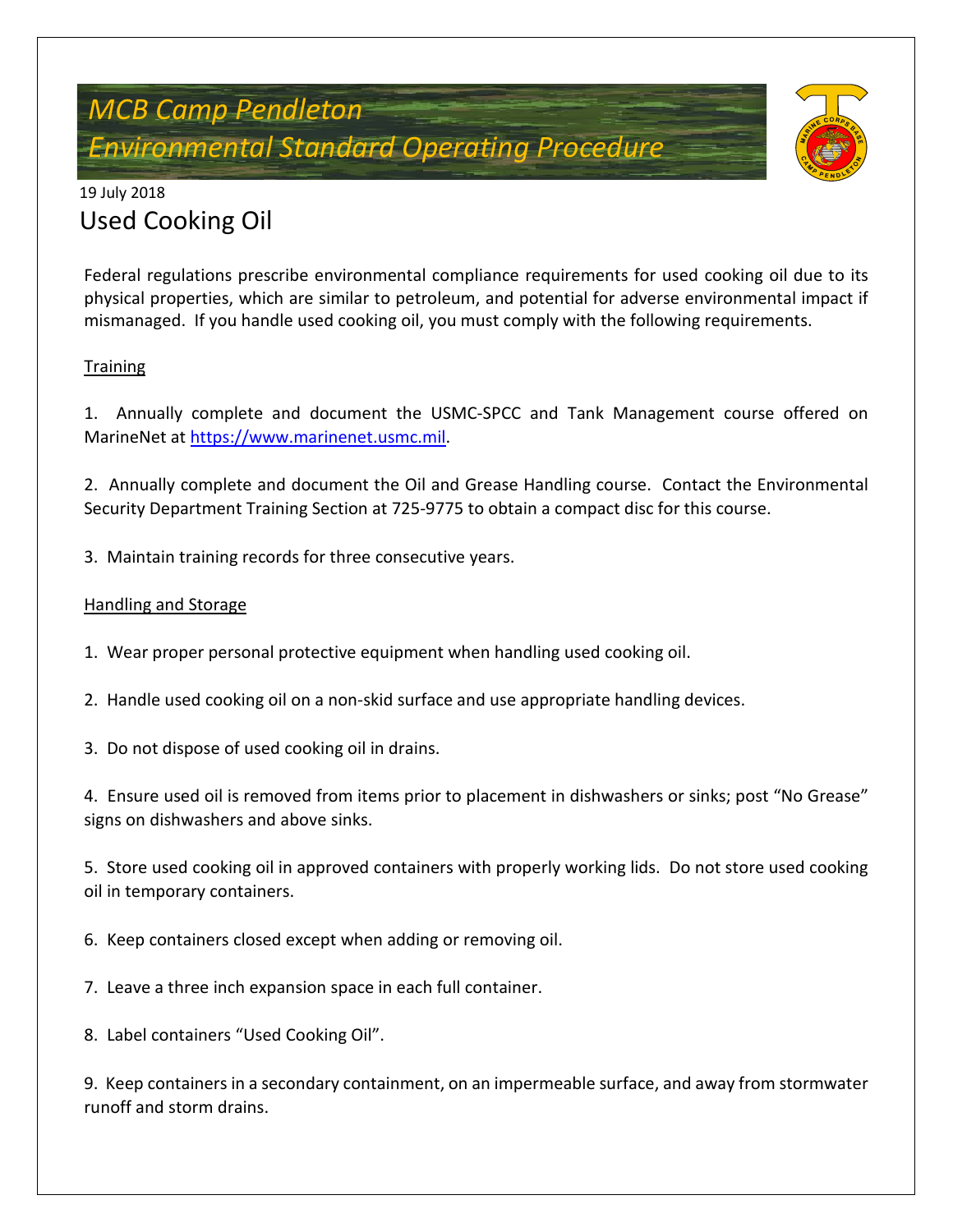# MCB Camp Pendleton
# Environmental Standard Operating Procedure

19 July 2018

## Used Cooking Oil

Federal regulations prescribe environmental compliance requirements for used cooking oil due to its physical properties, which are similar to petroleum, and potential for adverse environmental impact if mismanaged. If you handle used cooking oil, you must comply with the following requirements.

### Training

1. Annually complete and document the USMC-SPCC and Tank Management course offered on MarineNet at [https://www.marinenet.usmc.mil](https://www.marinenet.usmc.mil).

2. Annually complete and document the Oil and Grease Handling course. Contact the Environmental Security Department Training Section at 725-9775 to obtain a compact disc for this course.

3. Maintain training records for three consecutive years.

### Handling and Storage

1. Wear proper personal protective equipment when handling used cooking oil.

2. Handle used cooking oil on a non-skid surface and use appropriate handling devices.

3. Do not dispose of used cooking oil in drains.

4. Ensure used oil is removed from items prior to placement in dishwashers or sinks; post "No Grease" signs on dishwashers and above sinks.

5. Store used cooking oil in approved containers with properly working lids. Do not store used cooking oil in temporary containers.

6. Keep containers closed except when adding or removing oil.

7. Leave a three inch expansion space in each full container.

8. Label containers "Used Cooking Oil".

9. Keep containers in a secondary containment, on an impermeable surface, and away from stormwater runoff and storm drains.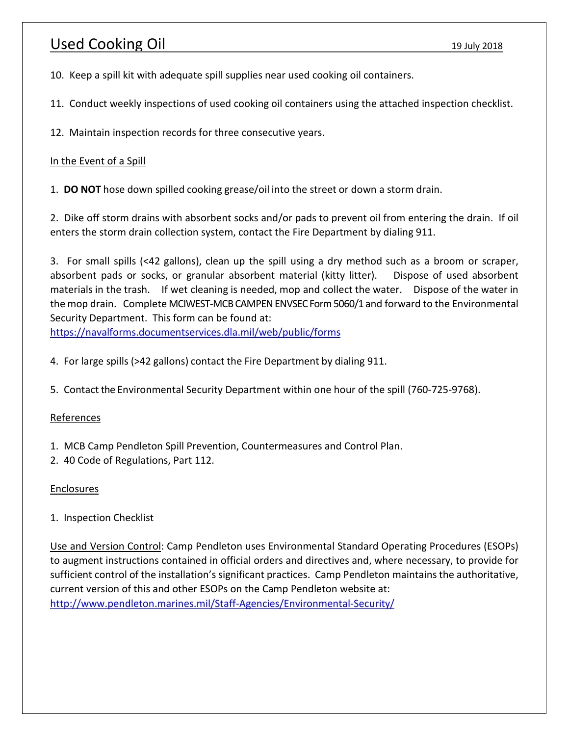10. Keep a spill kit with adequate spill supplies near used cooking oil containers.

11. Conduct weekly inspections of used cooking oil containers using the attached inspection checklist.

12. Maintain inspection records for three consecutive years.

In the Event of a Spill

1. **DO NOT** hose down spilled cooking grease/oil into the street or down a storm drain.

2. Dike off storm drains with absorbent socks and/or pads to prevent oil from entering the drain. If oil enters the storm drain collection system, contact the Fire Department by dialing 911.

3. For small spills (<42 gallons), clean up the spill using a dry method such as a broom or scraper, absorbent pads or socks, or granular absorbent material (kitty litter). Dispose of used absorbent materials in the trash. If wet cleaning is needed, mop and collect the water. Dispose of the water in the mop drain. Complete MCIWEST-MCB CAMPEN ENVSEC Form 5060/1 and forward to the Environmental Security Department. This form can be found at:
https://navalforms.documentservices.dla.mil/web/public/forms

4. For large spills (>42 gallons) contact the Fire Department by dialing 911.

5. Contact the Environmental Security Department within one hour of the spill (760-725-9768).

References

1. MCB Camp Pendleton Spill Prevention, Countermeasures and Control Plan.
2. 40 Code of Regulations, Part 112.

Enclosures

1. Inspection Checklist

Use and Version Control: Camp Pendleton uses Environmental Standard Operating Procedures (ESOPs) to augment instructions contained in official orders and directives and, where necessary, to provide for sufficient control of the installation's significant practices. Camp Pendleton maintains the authoritative, current version of this and other ESOPs on the Camp Pendleton website at:
http://www.pendleton.marines.mil/Staff-Agencies/Environmental-Security/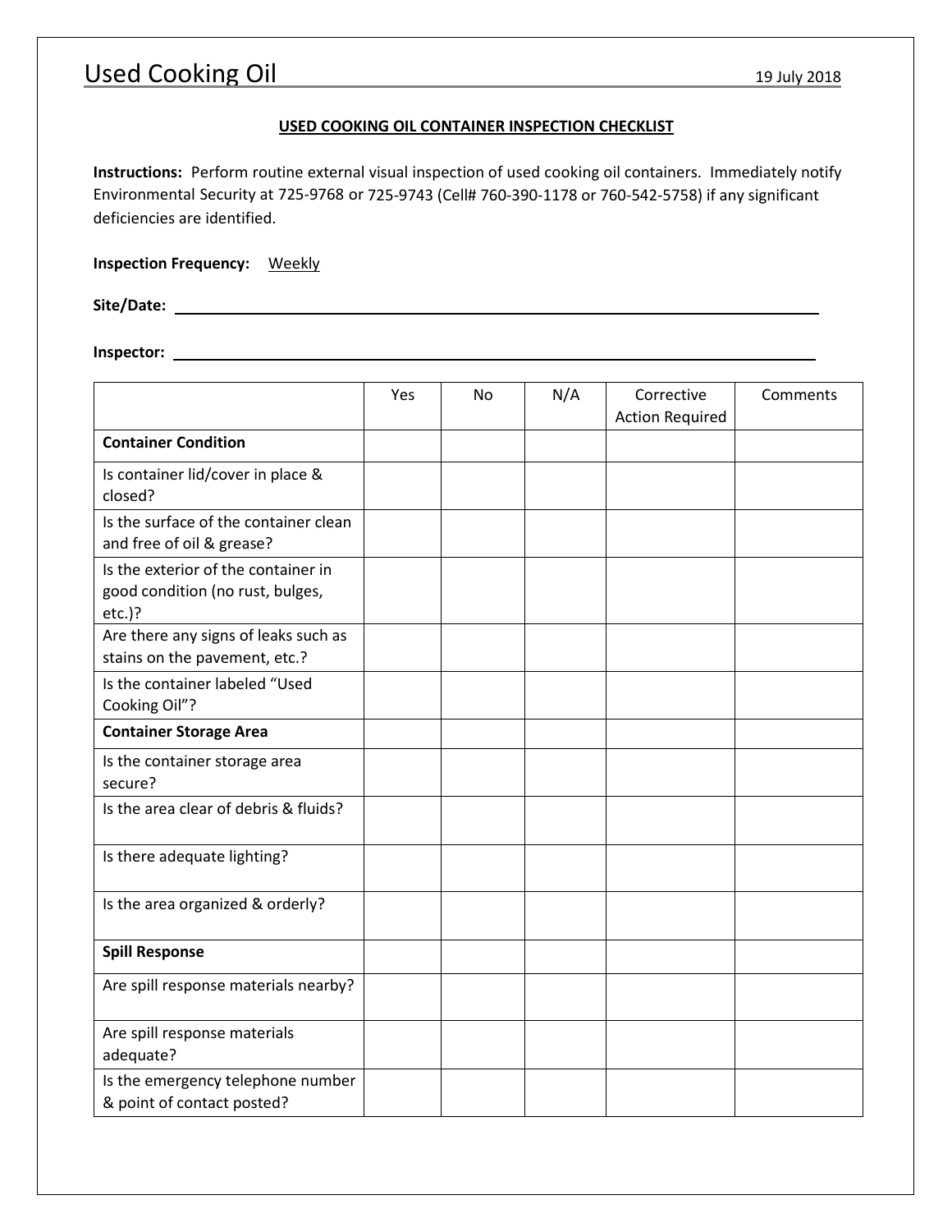## USED COOKING OIL CONTAINER INSPECTION CHECKLIST

**Instructions:** Perform routine external visual inspection of used cooking oil containers. Immediately notify Environmental Security at 725-9768 or 725-9743 (Cell# 760-390-1178 or 760-542-5758) if any significant deficiencies are identified.

**Inspection Frequency:** Weekly

**Site/Date:** ______________________________

**Inspector:** ______________________________

| | Yes | No | N/A | Corrective Action Required | Comments |
|---|---|---|---|---|---|
| **Container Condition** | | | | | |
| Is container lid/cover in place & closed? | | | | | |
| Is the surface of the container clean and free of oil & grease? | | | | | |
| Is the exterior of the container in good condition (no rust, bulges, etc.)? | | | | | |
| Are there any signs of leaks such as stains on the pavement, etc.? | | | | | |
| Is the container labeled "Used Cooking Oil"? | | | | | |
| **Container Storage Area** | | | | | |
| Is the container storage area secure? | | | | | |
| Is the area clear of debris & fluids? | | | | | |
| Is there adequate lighting? | | | | | |
| Is the area organized & orderly? | | | | | |
| **Spill Response** | | | | | |
| Are spill response materials nearby? | | | | | |
| Are spill response materials adequate? | | | | | |
| Is the emergency telephone number & point of contact posted? | | | | | |